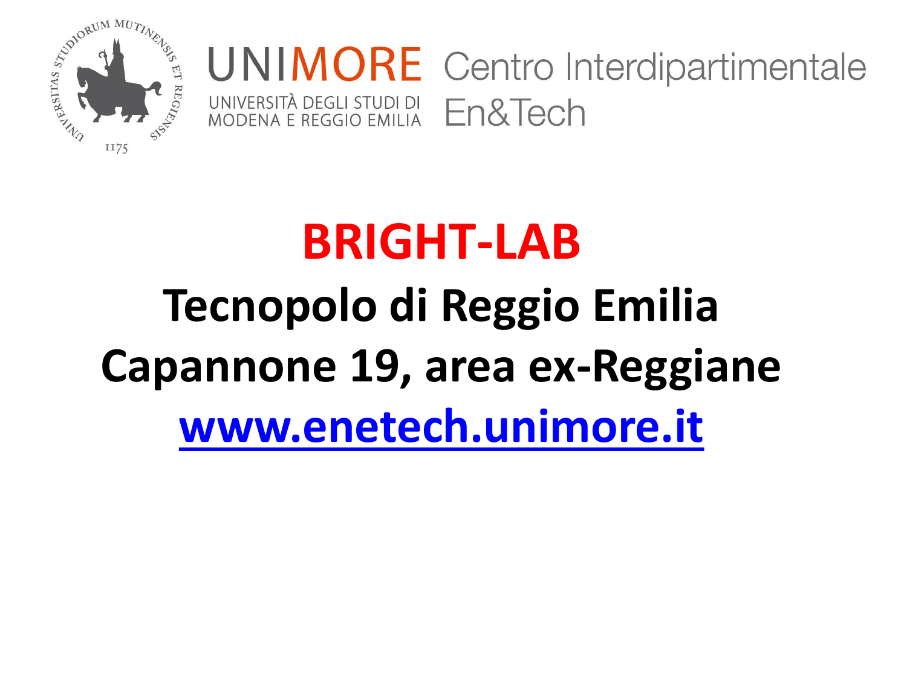UNIMORE
UNIVERSITÀ DEGLI STUDI DI MODENA E REGGIO EMILIA

Centro Interdipartimentale En&Tech

# BRIGHT-LAB

## Tecnopolo di Reggio Emilia

## Capannone 19, area ex-Reggiane

## www.enetech.unimore.it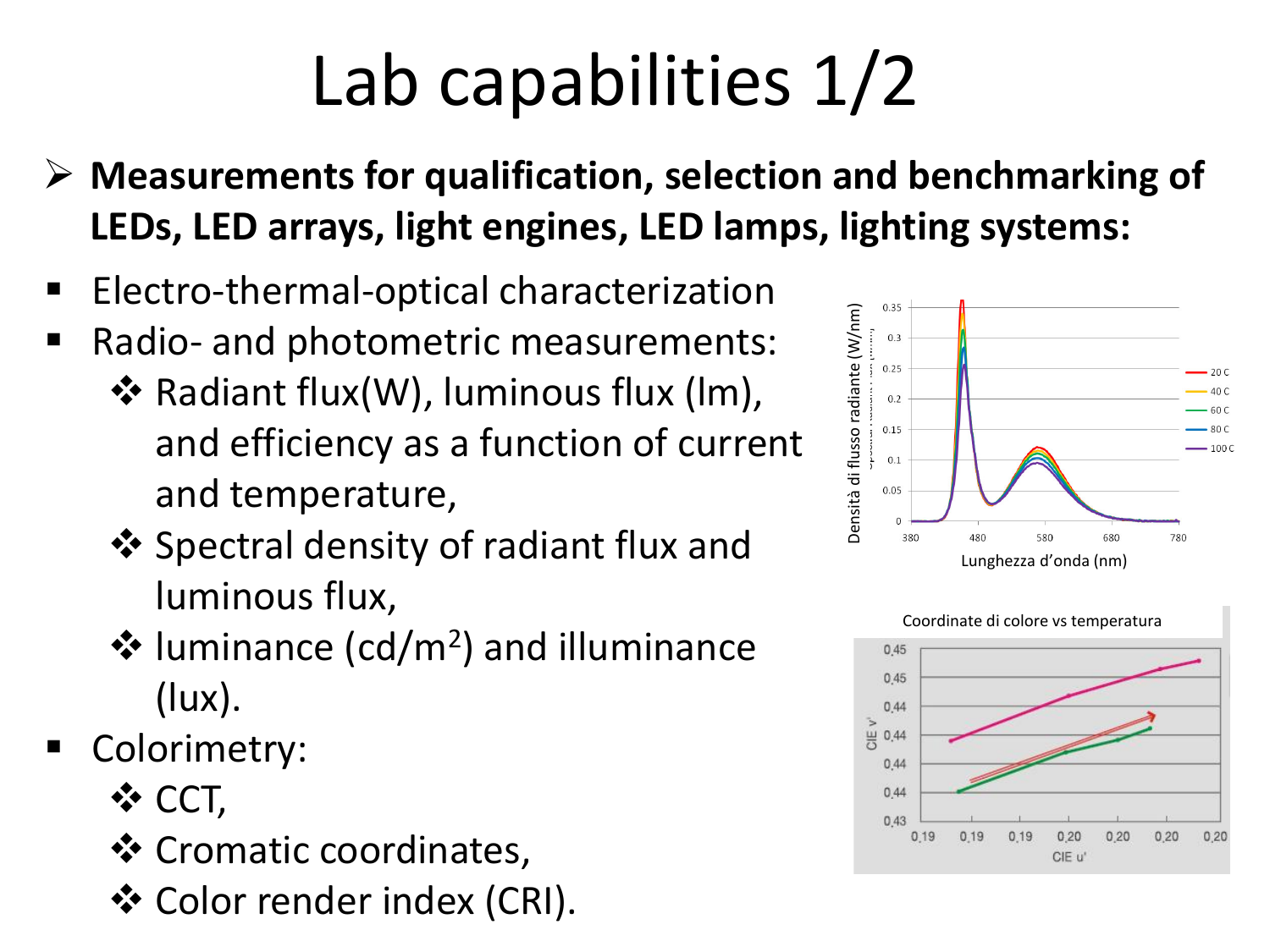# Lab capabilities 1/2

- **Measurements for qualification, selection and benchmarking of LEDs, LED arrays, light engines, LED lamps, lighting systems:**

- Electro-thermal-optical characterization
- Radio- and photometric measurements:
  - Radiant flux(W), luminous flux (lm), and efficiency as a function of current and temperature,
  - Spectral density of radiant flux and luminous flux,
  - luminance ($cd/m^2$) and illuminance (lux).
- Colorimetry:
  - CCT,
  - Cromatic coordinates,
  - Color render index (CRI).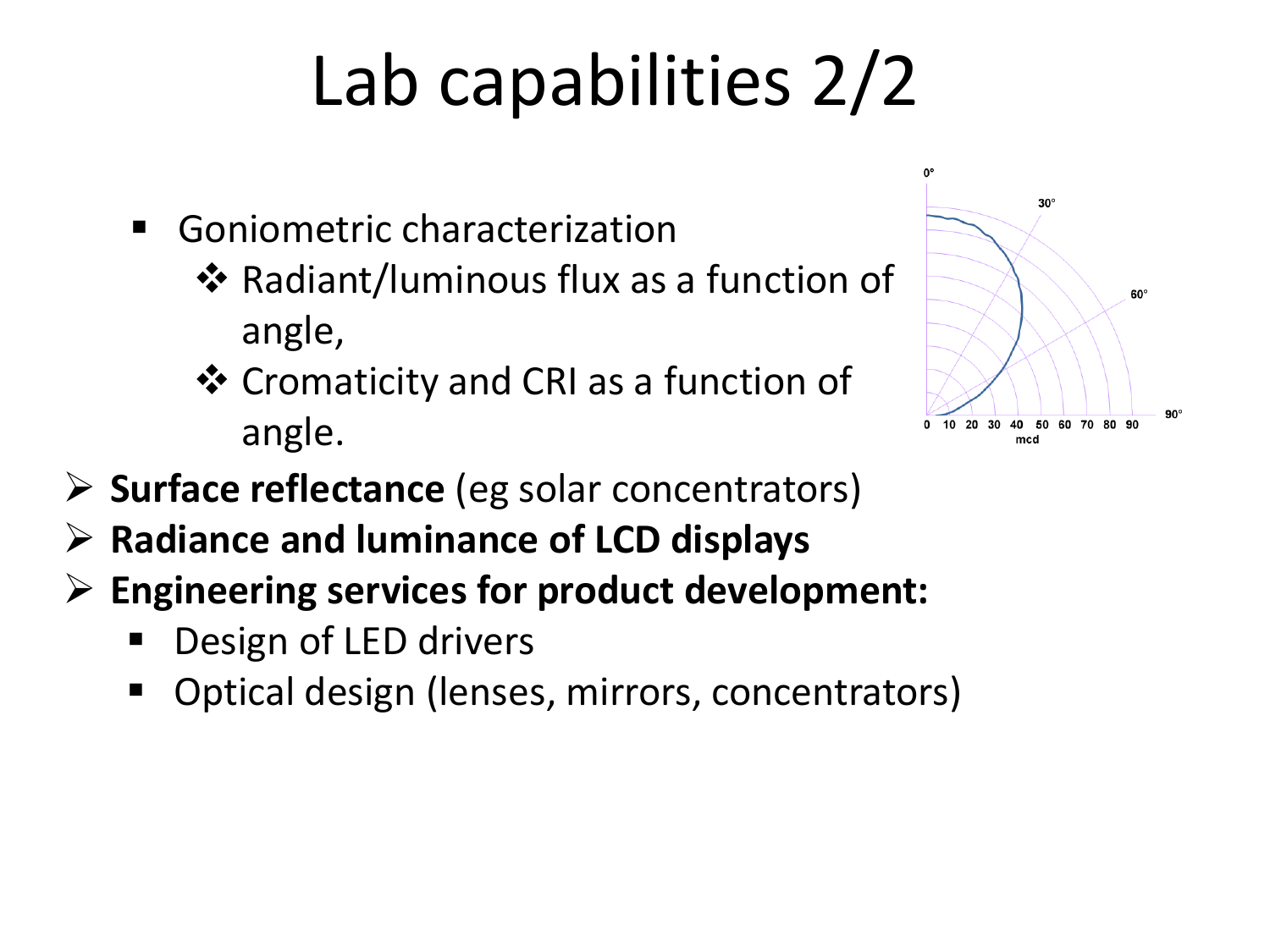# Lab capabilities 2/2

- Goniometric characterization
  - ❖ Radiant/luminous flux as a function of angle,
  - ❖ Cromaticity and CRI as a function of angle.
- **Surface reflectance** (eg solar concentrators)
- **Radiance and luminance of LCD displays**
- **Engineering services for product development:**
  - Design of LED drivers
  - Optical design (lenses, mirrors, concentrators)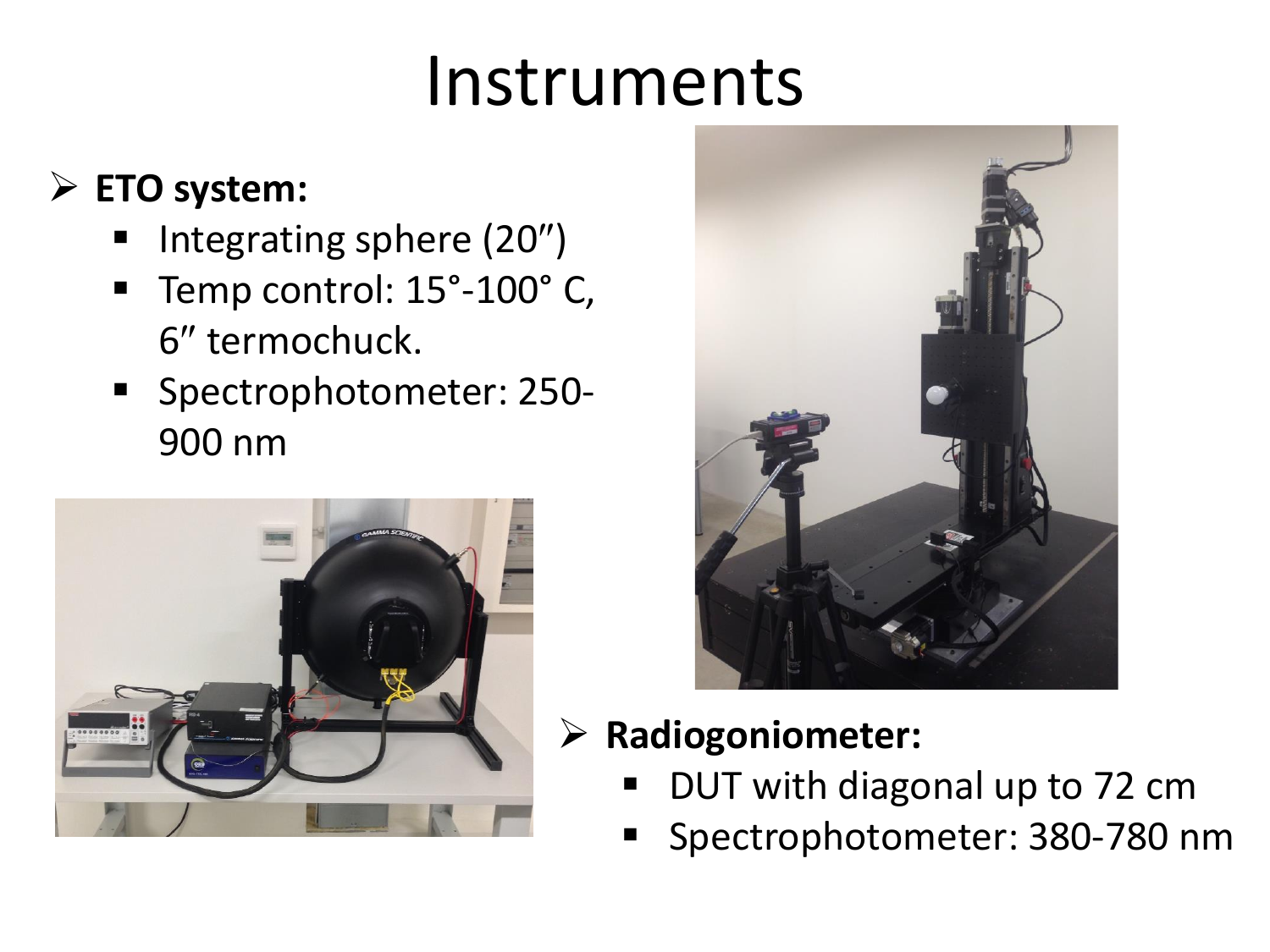# Instruments

- **ETO system:**
  - Integrating sphere (20″)
  - Temp control: 15°-100° C, 6″ termochuck.
  - Spectrophotometer: 250-900 nm

- **Radiogoniometer:**
  - DUT with diagonal up to 72 cm
  - Spectrophotometer: 380-780 nm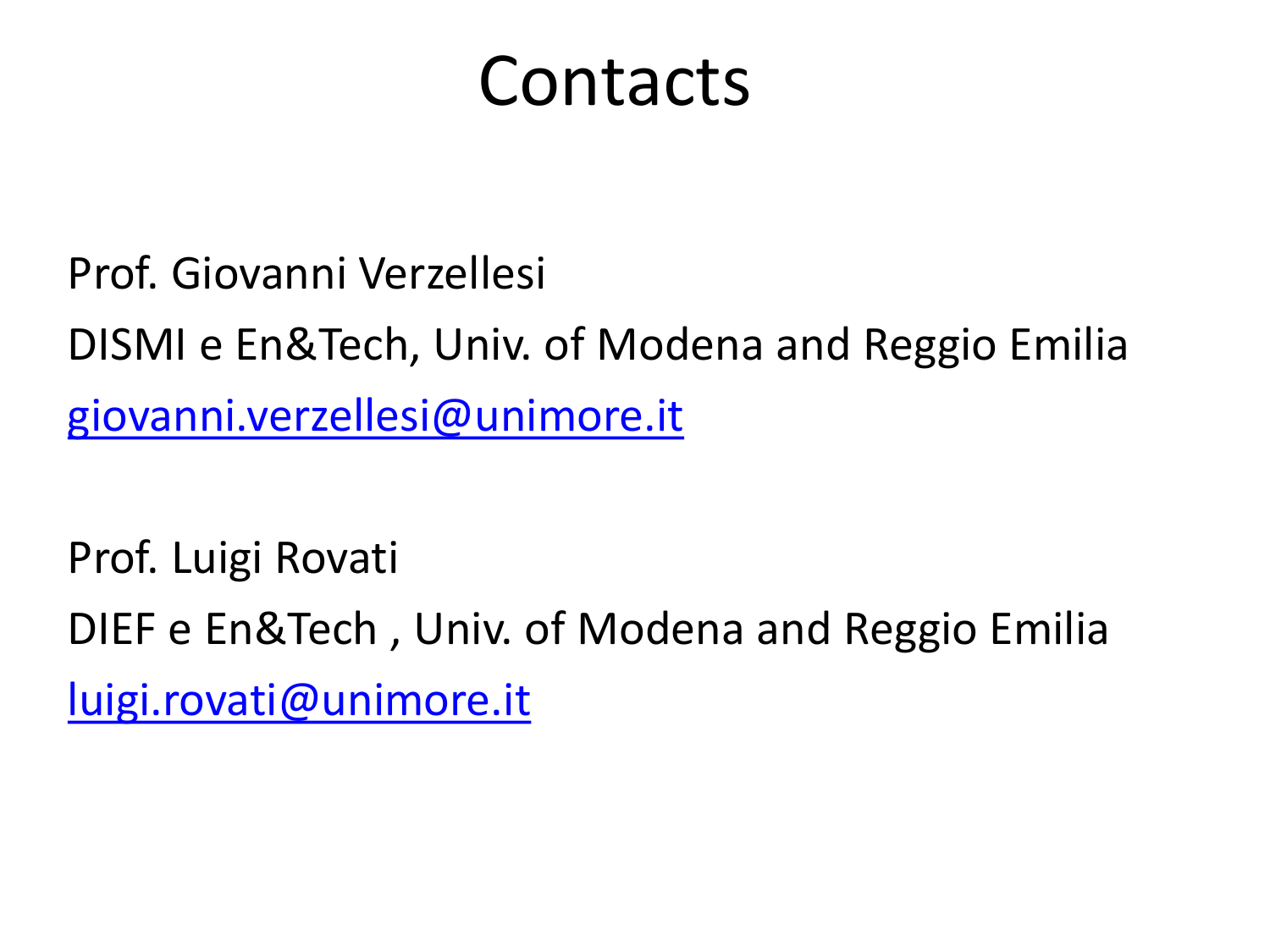# Contacts

Prof. Giovanni Verzellesi
DISMI e En&Tech, Univ. of Modena and Reggio Emilia
giovanni.verzellesi@unimore.it

Prof. Luigi Rovati
DIEF e En&Tech , Univ. of Modena and Reggio Emilia
luigi.rovati@unimore.it